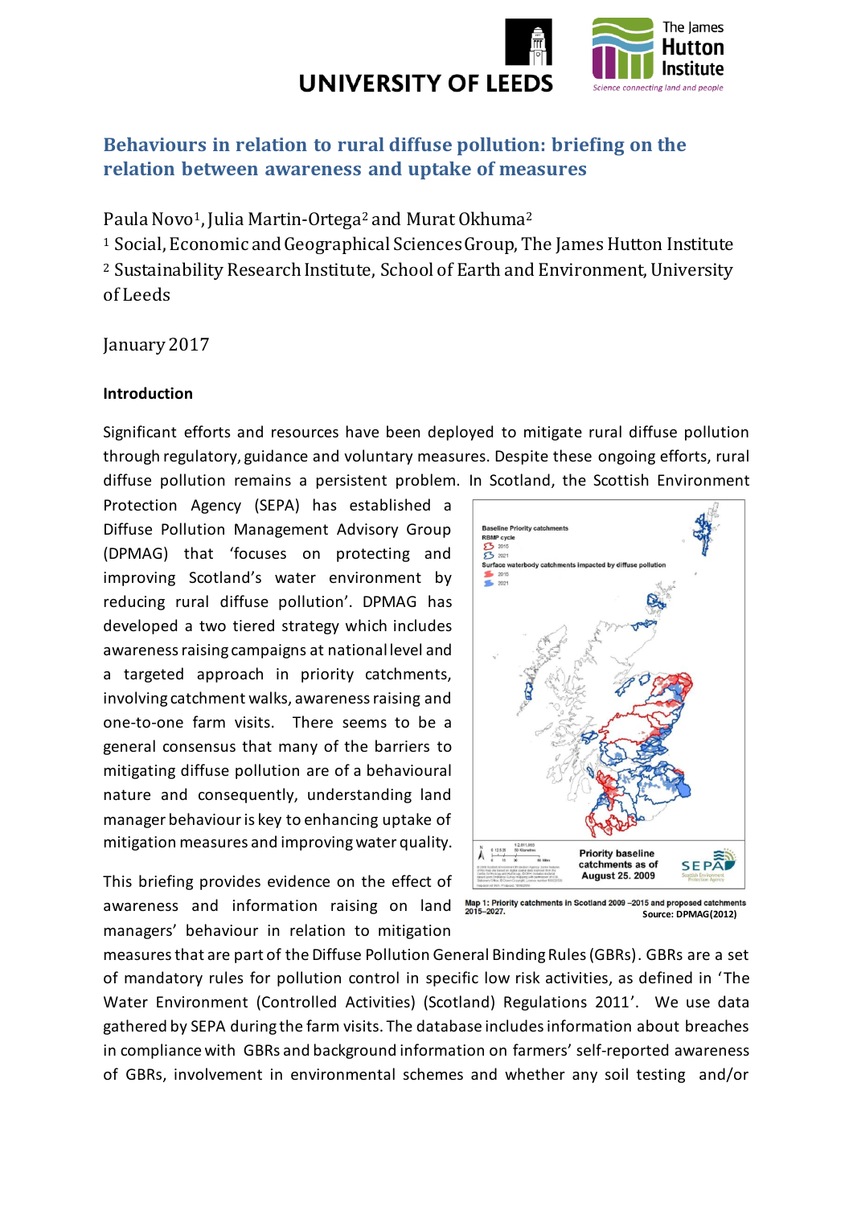# Behaviours in relation to rural diffuse pollution: briefing on the relation between awareness and uptake of measures

Paula Novo[1], Julia Martin-Ortega[2] and Murat Okhuma[2]

[1] Social, Economic and Geographical Sciences Group, The James Hutton Institute

[2] Sustainability Research Institute, School of Earth and Environment, University of Leeds

January 2017

## Introduction

Significant efforts and resources have been deployed to mitigate rural diffuse pollution through regulatory, guidance and voluntary measures. Despite these ongoing efforts, rural diffuse pollution remains a persistent problem. In Scotland, the Scottish Environment Protection Agency (SEPA) has established a Diffuse Pollution Management Advisory Group (DPMAG) that 'focuses on protecting and improving Scotland's water environment by reducing rural diffuse pollution'. DPMAG has developed a two tiered strategy which includes awareness raising campaigns at national level and a targeted approach in priority catchments, involving catchment walks, awareness raising and one-to-one farm visits. There seems to be a general consensus that many of the barriers to mitigating diffuse pollution are of a behavioural nature and consequently, understanding land manager behaviour is key to enhancing uptake of mitigation measures and improving water quality.

Map 1: Priority catchments in Scotland 2009 –2015 and proposed catchments 2015–2027. Source: DPMAG(2012)

This briefing provides evidence on the effect of awareness and information raising on land managers' behaviour in relation to mitigation measures that are part of the Diffuse Pollution General Binding Rules (GBRs). GBRs are a set of mandatory rules for pollution control in specific low risk activities, as defined in 'The Water Environment (Controlled Activities) (Scotland) Regulations 2011'. We use data gathered by SEPA during the farm visits. The database includes information about breaches in compliance with GBRs and background information on farmers' self-reported awareness of GBRs, involvement in environmental schemes and whether any soil testing and/or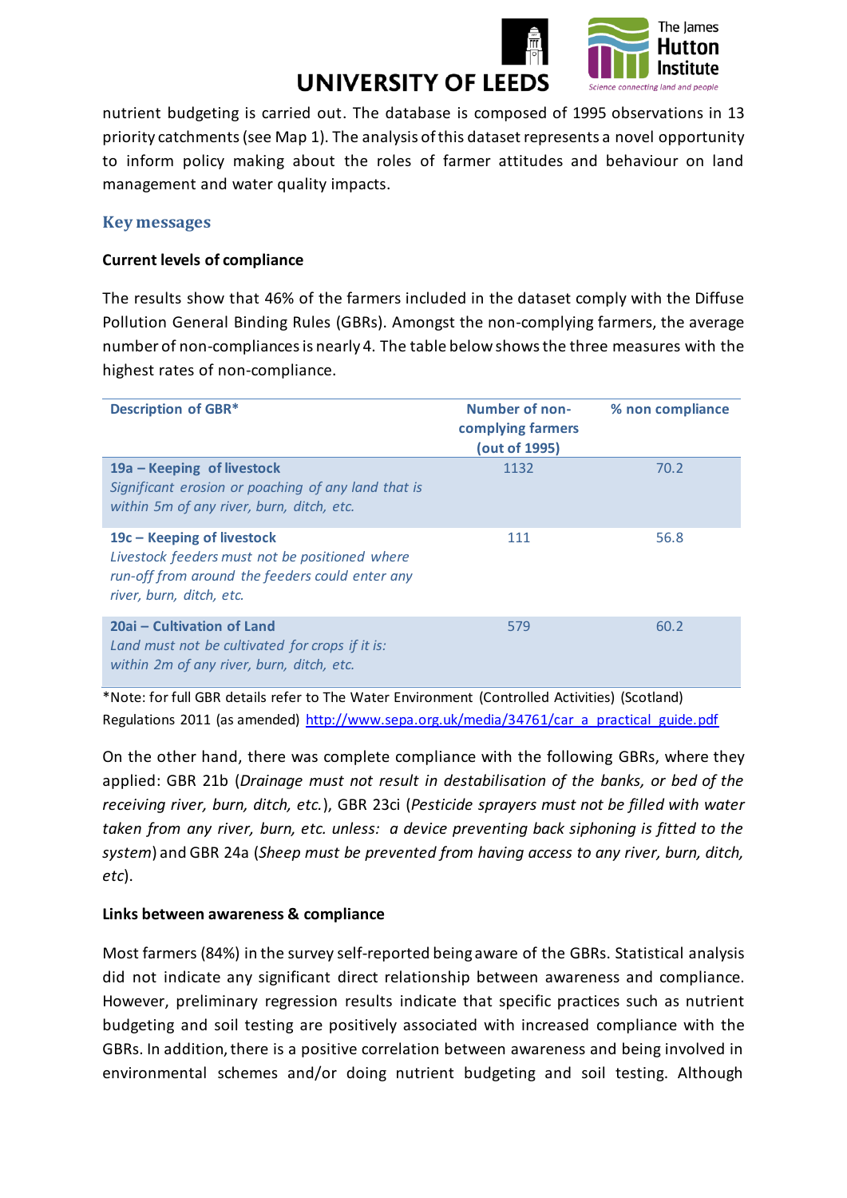nutrient budgeting is carried out. The database is composed of 1995 observations in 13 priority catchments (see Map 1). The analysis of this dataset represents a novel opportunity to inform policy making about the roles of farmer attitudes and behaviour on land management and water quality impacts.

## Key messages

**Current levels of compliance**

The results show that 46% of the farmers included in the dataset comply with the Diffuse Pollution General Binding Rules (GBRs). Amongst the non-complying farmers, the average number of non-compliances is nearly 4. The table below shows the three measures with the highest rates of non-compliance.

| Description of GBR* | Number of non-complying farmers (out of 1995) | % non compliance |
|---|---|---|
| **19a – Keeping of livestock** *Significant erosion or poaching of any land that is within 5m of any river, burn, ditch, etc.* | 1132 | 70.2 |
| **19c – Keeping of livestock** *Livestock feeders must not be positioned where run-off from around the feeders could enter any river, burn, ditch, etc.* | 111 | 56.8 |
| **20ai – Cultivation of Land** *Land must not be cultivated for crops if it is: within 2m of any river, burn, ditch, etc.* | 579 | 60.2 |

*Note: for full GBR details refer to The Water Environment (Controlled Activities) (Scotland) Regulations 2011 (as amended) http://www.sepa.org.uk/media/34761/car_a_practical_guide.pdf

On the other hand, there was complete compliance with the following GBRs, where they applied: GBR 21b (*Drainage must not result in destabilisation of the banks, or bed of the receiving river, burn, ditch, etc.*), GBR 23ci (*Pesticide sprayers must not be filled with water taken from any river, burn, etc. unless: a device preventing back siphoning is fitted to the system*) and GBR 24a (*Sheep must be prevented from having access to any river, burn, ditch, etc*).

**Links between awareness & compliance**

Most farmers (84%) in the survey self-reported being aware of the GBRs. Statistical analysis did not indicate any significant direct relationship between awareness and compliance. However, preliminary regression results indicate that specific practices such as nutrient budgeting and soil testing are positively associated with increased compliance with the GBRs. In addition, there is a positive correlation between awareness and being involved in environmental schemes and/or doing nutrient budgeting and soil testing. Although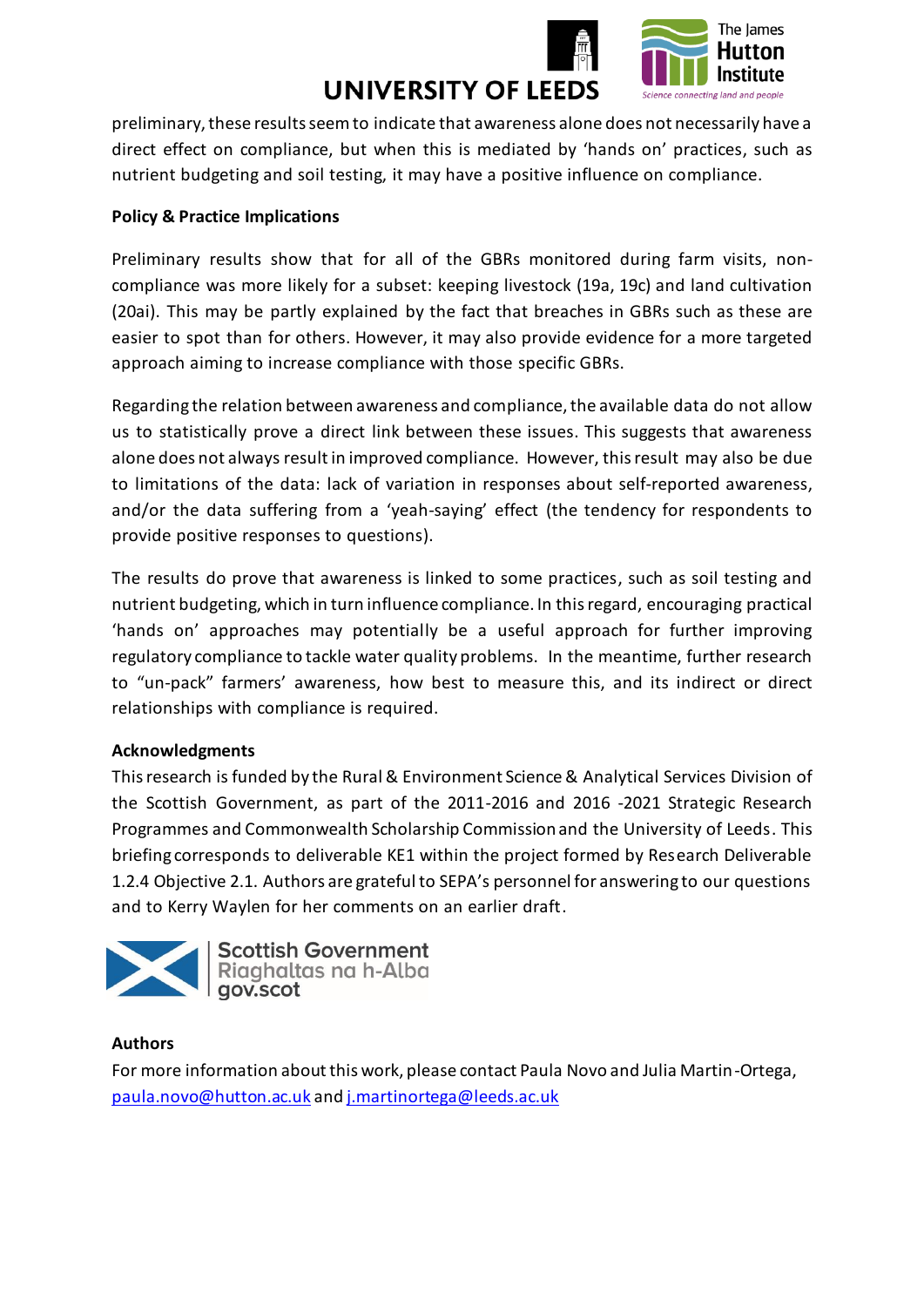preliminary, these results seem to indicate that awareness alone does not necessarily have a direct effect on compliance, but when this is mediated by 'hands on' practices, such as nutrient budgeting and soil testing, it may have a positive influence on compliance.

**Policy & Practice Implications**

Preliminary results show that for all of the GBRs monitored during farm visits, non-compliance was more likely for a subset: keeping livestock (19a, 19c) and land cultivation (20ai). This may be partly explained by the fact that breaches in GBRs such as these are easier to spot than for others. However, it may also provide evidence for a more targeted approach aiming to increase compliance with those specific GBRs.

Regarding the relation between awareness and compliance, the available data do not allow us to statistically prove a direct link between these issues. This suggests that awareness alone does not always result in improved compliance. However, this result may also be due to limitations of the data: lack of variation in responses about self-reported awareness, and/or the data suffering from a 'yeah-saying' effect (the tendency for respondents to provide positive responses to questions).

The results do prove that awareness is linked to some practices, such as soil testing and nutrient budgeting, which in turn influence compliance. In this regard, encouraging practical 'hands on' approaches may potentially be a useful approach for further improving regulatory compliance to tackle water quality problems. In the meantime, further research to "un-pack" farmers' awareness, how best to measure this, and its indirect or direct relationships with compliance is required.

**Acknowledgments**

This research is funded by the Rural & Environment Science & Analytical Services Division of the Scottish Government, as part of the 2011-2016 and 2016 -2021 Strategic Research Programmes and Commonwealth Scholarship Commission and the University of Leeds. This briefing corresponds to deliverable KE1 within the project formed by Research Deliverable 1.2.4 Objective 2.1. Authors are grateful to SEPA's personnel for answering to our questions and to Kerry Waylen for her comments on an earlier draft.

**Authors**

For more information about this work, please contact Paula Novo and Julia Martin-Ortega, paula.novo@hutton.ac.uk and j.martinortega@leeds.ac.uk